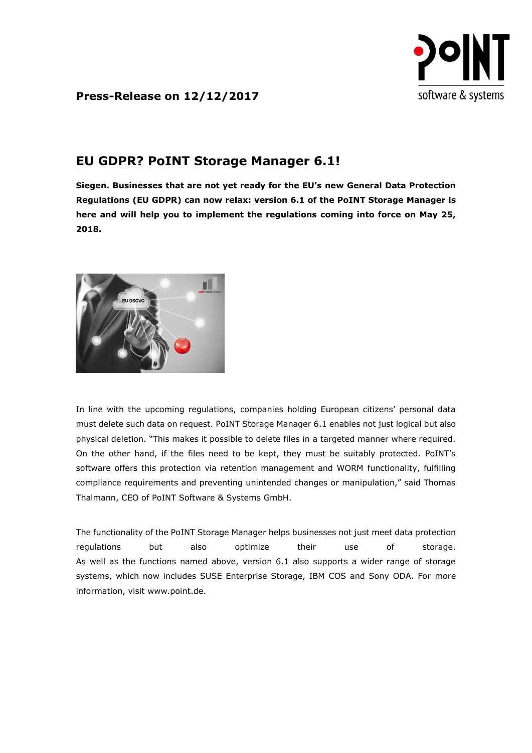**Press-Release on 12/12/2017**

# EU GDPR? PoINT Storage Manager 6.1!

**Siegen. Businesses that are not yet ready for the EU's new General Data Protection Regulations (EU GDPR) can now relax: version 6.1 of the PoINT Storage Manager is here and will help you to implement the regulations coming into force on May 25, 2018.**

In line with the upcoming regulations, companies holding European citizens' personal data must delete such data on request. PoINT Storage Manager 6.1 enables not just logical but also physical deletion. "This makes it possible to delete files in a targeted manner where required. On the other hand, if the files need to be kept, they must be suitably protected. PoINT's software offers this protection via retention management and WORM functionality, fulfilling compliance requirements and preventing unintended changes or manipulation," said Thomas Thalmann, CEO of PoINT Software & Systems GmbH.

The functionality of the PoINT Storage Manager helps businesses not just meet data protection regulations but also optimize their use of storage.
As well as the functions named above, version 6.1 also supports a wider range of storage systems, which now includes SUSE Enterprise Storage, IBM COS and Sony ODA. For more information, visit www.point.de.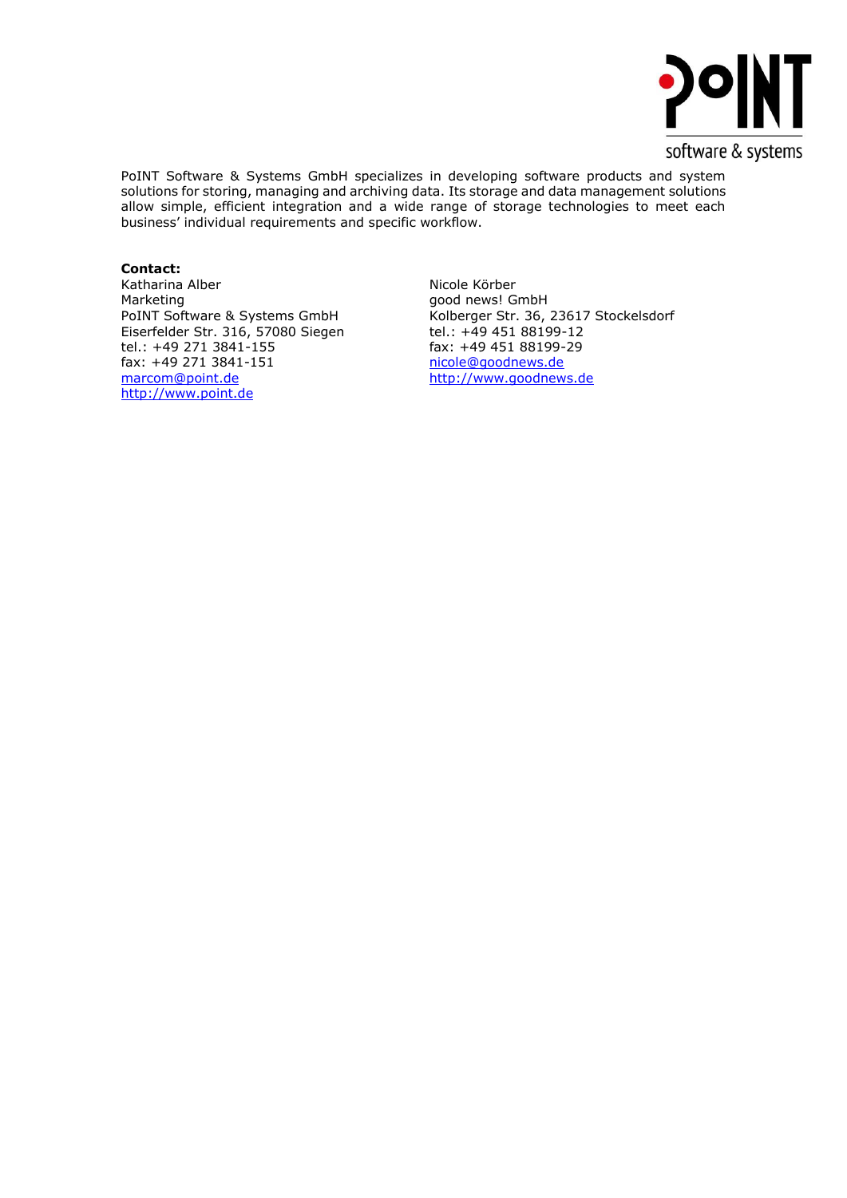PoINT Software & Systems GmbH specializes in developing software products and system solutions for storing, managing and archiving data. Its storage and data management solutions allow simple, efficient integration and a wide range of storage technologies to meet each business' individual requirements and specific workflow.

**Contact:**

Katharina Alber
Marketing
PoINT Software & Systems GmbH
Eiserfelder Str. 316, 57080 Siegen
tel.: +49 271 3841-155
fax: +49 271 3841-151
marcom@point.de
http://www.point.de

Nicole Körber
good news! GmbH
Kolberger Str. 36, 23617 Stockelsdorf
tel.: +49 451 88199-12
fax: +49 451 88199-29
nicole@goodnews.de
http://www.goodnews.de